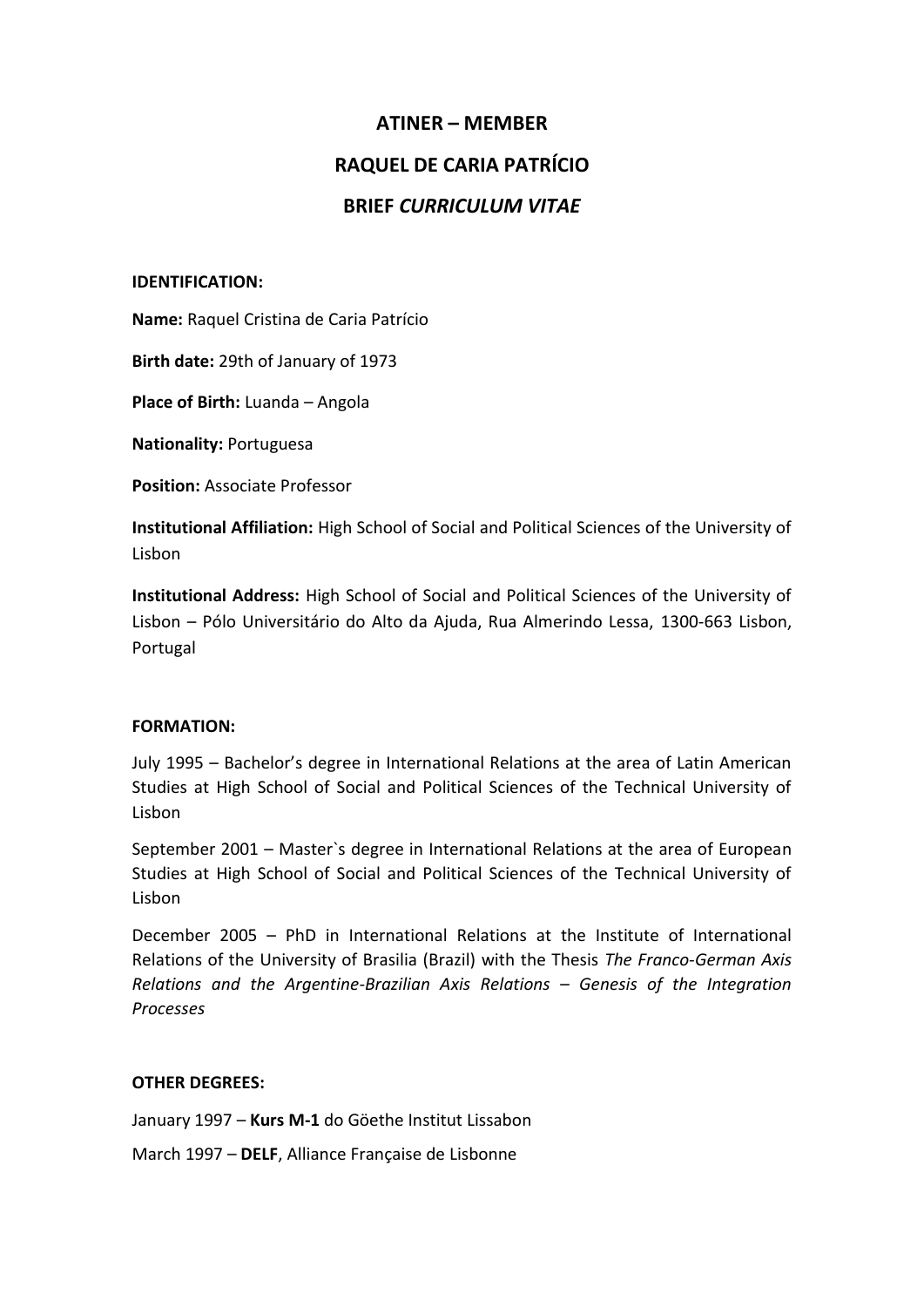# ATINER – MEMBER

# RAQUEL DE CARIA PATRÍCIO

# BRIEF *CURRICULUM VITAE*

**IDENTIFICATION:**

**Name:** Raquel Cristina de Caria Patrício

**Birth date:** 29th of January of 1973

**Place of Birth:** Luanda – Angola

**Nationality:** Portuguesa

**Position:** Associate Professor

**Institutional Affiliation:** High School of Social and Political Sciences of the University of Lisbon

**Institutional Address:** High School of Social and Political Sciences of the University of Lisbon – Pólo Universitário do Alto da Ajuda, Rua Almerindo Lessa, 1300-663 Lisbon, Portugal

**FORMATION:**

July 1995 – Bachelor's degree in International Relations at the area of Latin American Studies at High School of Social and Political Sciences of the Technical University of Lisbon

September 2001 – Master`s degree in International Relations at the area of European Studies at High School of Social and Political Sciences of the Technical University of Lisbon

December 2005 – PhD in International Relations at the Institute of International Relations of the University of Brasilia (Brazil) with the Thesis *The Franco-German Axis Relations and the Argentine-Brazilian Axis Relations – Genesis of the Integration Processes*

**OTHER DEGREES:**

January 1997 – **Kurs M-1** do Göethe Institut Lissabon

March 1997 – **DELF**, Alliance Française de Lisbonne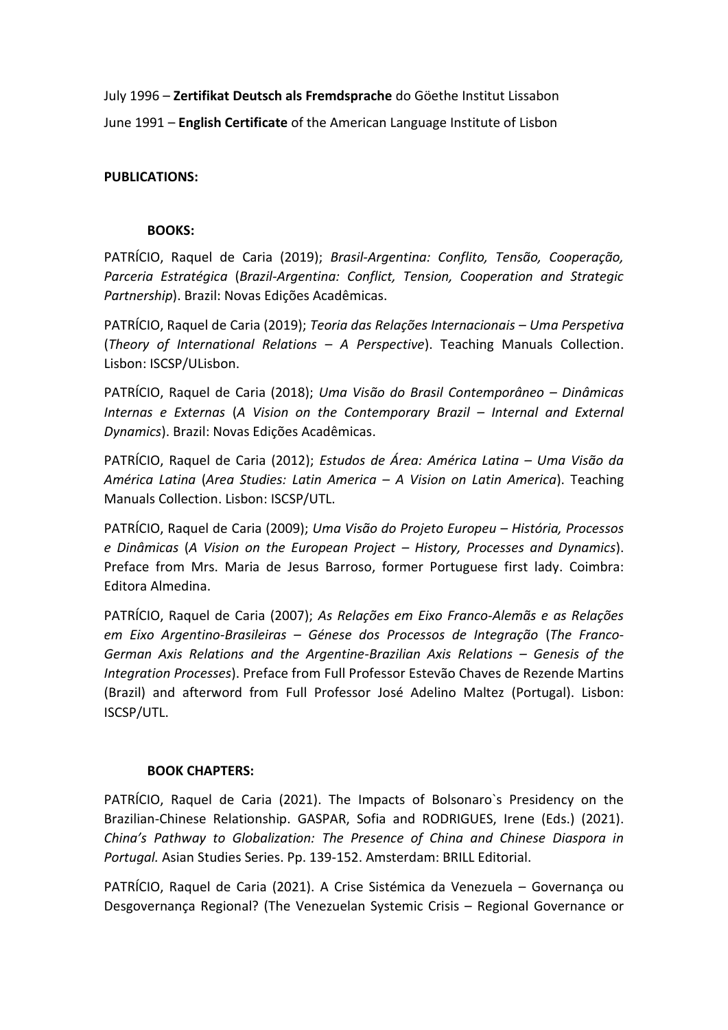July 1996 – **Zertifikat Deutsch als Fremdsprache** do Göethe Institut Lissabon

June 1991 – **English Certificate** of the American Language Institute of Lisbon

**PUBLICATIONS:**

**BOOKS:**

PATRÍCIO, Raquel de Caria (2019); *Brasil-Argentina: Conflito, Tensão, Cooperação, Parceria Estratégica* (*Brazil-Argentina: Conflict, Tension, Cooperation and Strategic Partnership*). Brazil: Novas Edições Acadêmicas.

PATRÍCIO, Raquel de Caria (2019); *Teoria das Relações Internacionais – Uma Perspetiva* (*Theory of International Relations – A Perspective*). Teaching Manuals Collection. Lisbon: ISCSP/ULisbon.

PATRÍCIO, Raquel de Caria (2018); *Uma Visão do Brasil Contemporâneo – Dinâmicas Internas e Externas* (*A Vision on the Contemporary Brazil – Internal and External Dynamics*). Brazil: Novas Edições Acadêmicas.

PATRÍCIO, Raquel de Caria (2012); *Estudos de Área: América Latina – Uma Visão da América Latina* (*Area Studies: Latin America – A Vision on Latin America*). Teaching Manuals Collection. Lisbon: ISCSP/UTL.

PATRÍCIO, Raquel de Caria (2009); *Uma Visão do Projeto Europeu – História, Processos e Dinâmicas* (*A Vision on the European Project – History, Processes and Dynamics*). Preface from Mrs. Maria de Jesus Barroso, former Portuguese first lady. Coimbra: Editora Almedina.

PATRÍCIO, Raquel de Caria (2007); *As Relações em Eixo Franco-Alemãs e as Relações em Eixo Argentino-Brasileiras – Génese dos Processos de Integração* (*The Franco-German Axis Relations and the Argentine-Brazilian Axis Relations – Genesis of the Integration Processes*). Preface from Full Professor Estevão Chaves de Rezende Martins (Brazil) and afterword from Full Professor José Adelino Maltez (Portugal). Lisbon: ISCSP/UTL.

**BOOK CHAPTERS:**

PATRÍCIO, Raquel de Caria (2021). The Impacts of Bolsonaro`s Presidency on the Brazilian-Chinese Relationship. GASPAR, Sofia and RODRIGUES, Irene (Eds.) (2021). *China's Pathway to Globalization: The Presence of China and Chinese Diaspora in Portugal.* Asian Studies Series. Pp. 139-152. Amsterdam: BRILL Editorial.

PATRÍCIO, Raquel de Caria (2021). A Crise Sistémica da Venezuela – Governança ou Desgovernança Regional? (The Venezuelan Systemic Crisis – Regional Governance or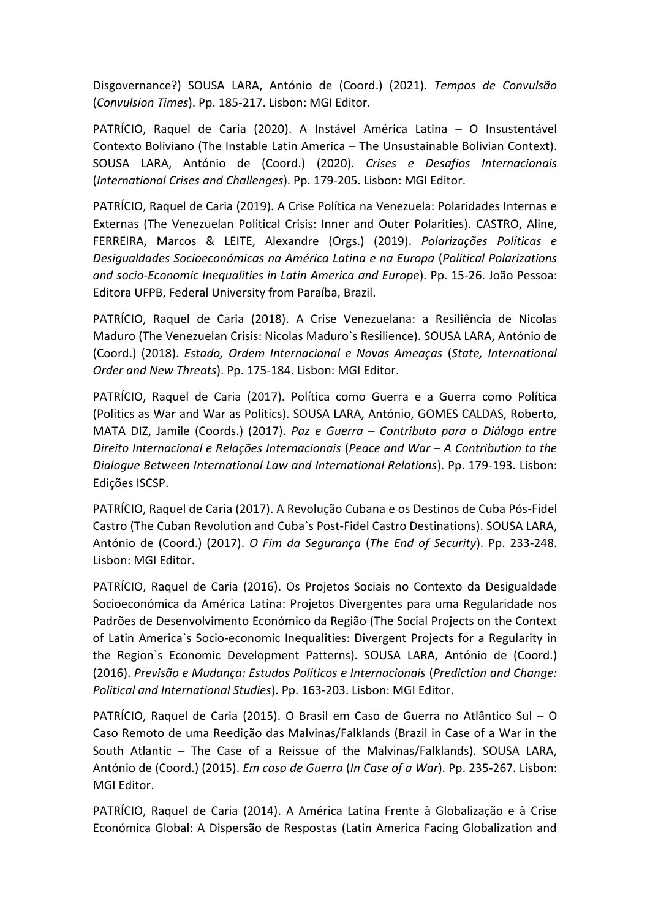Disgovernance?) SOUSA LARA, António de (Coord.) (2021). *Tempos de Convulsão* (*Convulsion Times*). Pp. 185-217. Lisbon: MGI Editor.

PATRÍCIO, Raquel de Caria (2020). A Instável América Latina – O Insustentável Contexto Boliviano (The Instable Latin America – The Unsustainable Bolivian Context). SOUSA LARA, António de (Coord.) (2020). *Crises e Desafios Internacionais* (*International Crises and Challenges*). Pp. 179-205. Lisbon: MGI Editor.

PATRÍCIO, Raquel de Caria (2019). A Crise Política na Venezuela: Polaridades Internas e Externas (The Venezuelan Political Crisis: Inner and Outer Polarities). CASTRO, Aline, FERREIRA, Marcos & LEITE, Alexandre (Orgs.) (2019). *Polarizações Políticas e Desigualdades Socioeconómicas na América Latina e na Europa* (*Political Polarizations and socio-Economic Inequalities in Latin America and Europe*). Pp. 15-26. João Pessoa: Editora UFPB, Federal University from Paraíba, Brazil.

PATRÍCIO, Raquel de Caria (2018). A Crise Venezuelana: a Resiliência de Nicolas Maduro (The Venezuelan Crisis: Nicolas Maduro`s Resilience). SOUSA LARA, António de (Coord.) (2018). *Estado, Ordem Internacional e Novas Ameaças* (*State, International Order and New Threats*). Pp. 175-184. Lisbon: MGI Editor.

PATRÍCIO, Raquel de Caria (2017). Política como Guerra e a Guerra como Política (Politics as War and War as Politics). SOUSA LARA, António, GOMES CALDAS, Roberto, MATA DIZ, Jamile (Coords.) (2017). *Paz e Guerra – Contributo para o Diálogo entre Direito Internacional e Relações Internacionais* (*Peace and War – A Contribution to the Dialogue Between International Law and International Relations*). Pp. 179-193. Lisbon: Edições ISCSP.

PATRÍCIO, Raquel de Caria (2017). A Revolução Cubana e os Destinos de Cuba Pós-Fidel Castro (The Cuban Revolution and Cuba`s Post-Fidel Castro Destinations). SOUSA LARA, António de (Coord.) (2017). *O Fim da Segurança* (*The End of Security*). Pp. 233-248. Lisbon: MGI Editor.

PATRÍCIO, Raquel de Caria (2016). Os Projetos Sociais no Contexto da Desigualdade Socioeconómica da América Latina: Projetos Divergentes para uma Regularidade nos Padrões de Desenvolvimento Económico da Região (The Social Projects on the Context of Latin America`s Socio-economic Inequalities: Divergent Projects for a Regularity in the Region`s Economic Development Patterns). SOUSA LARA, António de (Coord.) (2016). *Previsão e Mudança: Estudos Políticos e Internacionais* (*Prediction and Change: Political and International Studies*). Pp. 163-203. Lisbon: MGI Editor.

PATRÍCIO, Raquel de Caria (2015). O Brasil em Caso de Guerra no Atlântico Sul – O Caso Remoto de uma Reedição das Malvinas/Falklands (Brazil in Case of a War in the South Atlantic – The Case of a Reissue of the Malvinas/Falklands). SOUSA LARA, António de (Coord.) (2015). *Em caso de Guerra* (*In Case of a War*). Pp. 235-267. Lisbon: MGI Editor.

PATRÍCIO, Raquel de Caria (2014). A América Latina Frente à Globalização e à Crise Económica Global: A Dispersão de Respostas (Latin America Facing Globalization and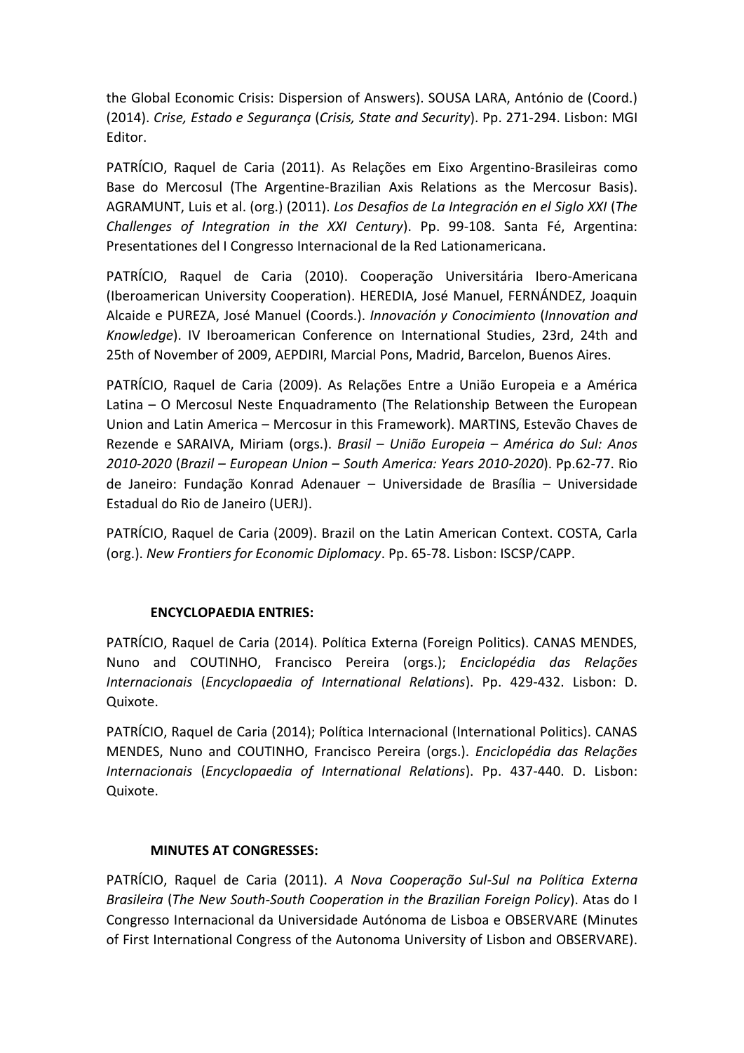the Global Economic Crisis: Dispersion of Answers). SOUSA LARA, António de (Coord.) (2014). *Crise, Estado e Segurança* (*Crisis, State and Security*). Pp. 271-294. Lisbon: MGI Editor.

PATRÍCIO, Raquel de Caria (2011). As Relações em Eixo Argentino-Brasileiras como Base do Mercosul (The Argentine-Brazilian Axis Relations as the Mercosur Basis). AGRAMUNT, Luis et al. (org.) (2011). *Los Desafios de La Integración en el Siglo XXI* (*The Challenges of Integration in the XXI Century*). Pp. 99-108. Santa Fé, Argentina: Presentationes del I Congresso Internacional de la Red Lationamericana.

PATRÍCIO, Raquel de Caria (2010). Cooperação Universitária Ibero-Americana (Iberoamerican University Cooperation). HEREDIA, José Manuel, FERNÁNDEZ, Joaquin Alcaide e PUREZA, José Manuel (Coords.). *Innovación y Conocimiento* (*Innovation and Knowledge*). IV Iberoamerican Conference on International Studies, 23rd, 24th and 25th of November of 2009, AEPDIRI, Marcial Pons, Madrid, Barcelon, Buenos Aires.

PATRÍCIO, Raquel de Caria (2009). As Relações Entre a União Europeia e a América Latina – O Mercosul Neste Enquadramento (The Relationship Between the European Union and Latin America – Mercosur in this Framework). MARTINS, Estevão Chaves de Rezende e SARAIVA, Miriam (orgs.). *Brasil – União Europeia – América do Sul: Anos 2010-2020* (*Brazil – European Union – South America: Years 2010-2020*). Pp.62-77. Rio de Janeiro: Fundação Konrad Adenauer – Universidade de Brasília – Universidade Estadual do Rio de Janeiro (UERJ).

PATRÍCIO, Raquel de Caria (2009). Brazil on the Latin American Context. COSTA, Carla (org.). *New Frontiers for Economic Diplomacy*. Pp. 65-78. Lisbon: ISCSP/CAPP.

**ENCYCLOPAEDIA ENTRIES:**

PATRÍCIO, Raquel de Caria (2014). Política Externa (Foreign Politics). CANAS MENDES, Nuno and COUTINHO, Francisco Pereira (orgs.); *Enciclopédia das Relações Internacionais* (*Encyclopaedia of International Relations*). Pp. 429-432. Lisbon: D. Quixote.

PATRÍCIO, Raquel de Caria (2014); Política Internacional (International Politics). CANAS MENDES, Nuno and COUTINHO, Francisco Pereira (orgs.). *Enciclopédia das Relações Internacionais* (*Encyclopaedia of International Relations*). Pp. 437-440. D. Lisbon: Quixote.

**MINUTES AT CONGRESSES:**

PATRÍCIO, Raquel de Caria (2011). *A Nova Cooperação Sul-Sul na Política Externa Brasileira* (*The New South-South Cooperation in the Brazilian Foreign Policy*). Atas do I Congresso Internacional da Universidade Autónoma de Lisboa e OBSERVARE (Minutes of First International Congress of the Autonoma University of Lisbon and OBSERVARE).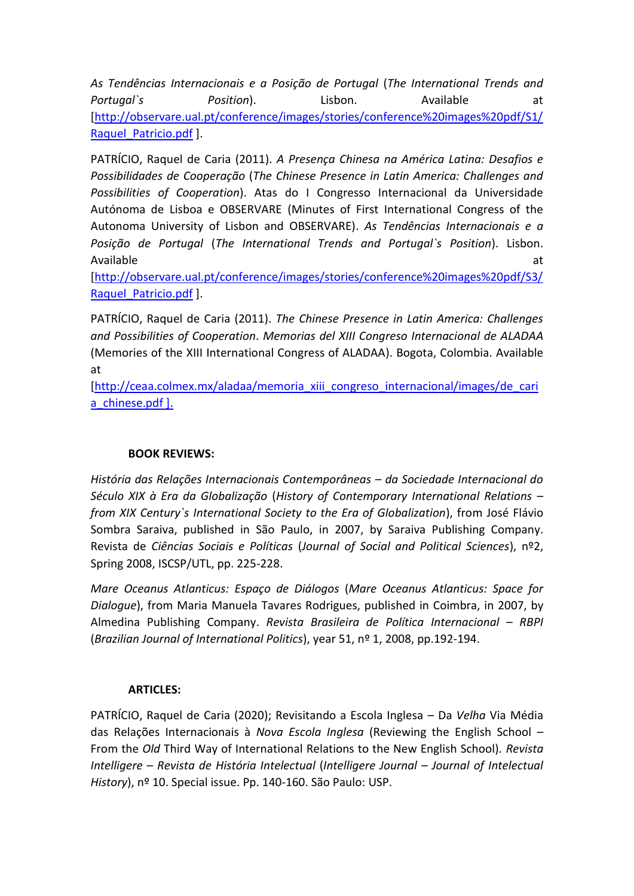*As Tendências Internacionais e a Posição de Portugal* (*The International Trends and Portugal`s Position*). Lisbon. Available at [http://observare.ual.pt/conference/images/stories/conference%20images%20pdf/S1/Raquel_Patricio.pdf ].

PATRÍCIO, Raquel de Caria (2011). *A Presença Chinesa na América Latina: Desafios e Possibilidades de Cooperação* (*The Chinese Presence in Latin America: Challenges and Possibilities of Cooperation*). Atas do I Congresso Internacional da Universidade Autónoma de Lisboa e OBSERVARE (Minutes of First International Congress of the Autonoma University of Lisbon and OBSERVARE). *As Tendências Internacionais e a Posição de Portugal* (*The International Trends and Portugal`s Position*). Lisbon. Available at [http://observare.ual.pt/conference/images/stories/conference%20images%20pdf/S3/Raquel_Patricio.pdf ].

PATRÍCIO, Raquel de Caria (2011). *The Chinese Presence in Latin America: Challenges and Possibilities of Cooperation*. *Memorias del XIII Congreso Internacional de ALADAA* (Memories of the XIII International Congress of ALADAA). Bogota, Colombia. Available at [http://ceaa.colmex.mx/aladaa/memoria_xiii_congreso_internacional/images/de_caria_chinese.pdf ].

**BOOK REVIEWS:**

*História das Relações Internacionais Contemporâneas – da Sociedade Internacional do Século XIX à Era da Globalização* (*History of Contemporary International Relations – from XIX Century`s International Society to the Era of Globalization*), from José Flávio Sombra Saraiva, published in São Paulo, in 2007, by Saraiva Publishing Company. Revista de *Ciências Sociais e Políticas* (*Journal of Social and Political Sciences*), nº2, Spring 2008, ISCSP/UTL, pp. 225-228.

*Mare Oceanus Atlanticus: Espaço de Diálogos* (*Mare Oceanus Atlanticus: Space for Dialogue*), from Maria Manuela Tavares Rodrigues, published in Coimbra, in 2007, by Almedina Publishing Company. *Revista Brasileira de Política Internacional – RBPI* (*Brazilian Journal of International Politics*), year 51, nº 1, 2008, pp.192-194.

**ARTICLES:**

PATRÍCIO, Raquel de Caria (2020); Revisitando a Escola Inglesa – Da *Velha* Via Média das Relações Internacionais à *Nova Escola Inglesa* (Reviewing the English School – From the *Old* Third Way of International Relations to the New English School). *Revista Intelligere – Revista de História Intelectual* (*Intelligere Journal – Journal of Intelectual History*), nº 10. Special issue. Pp. 140-160. São Paulo: USP.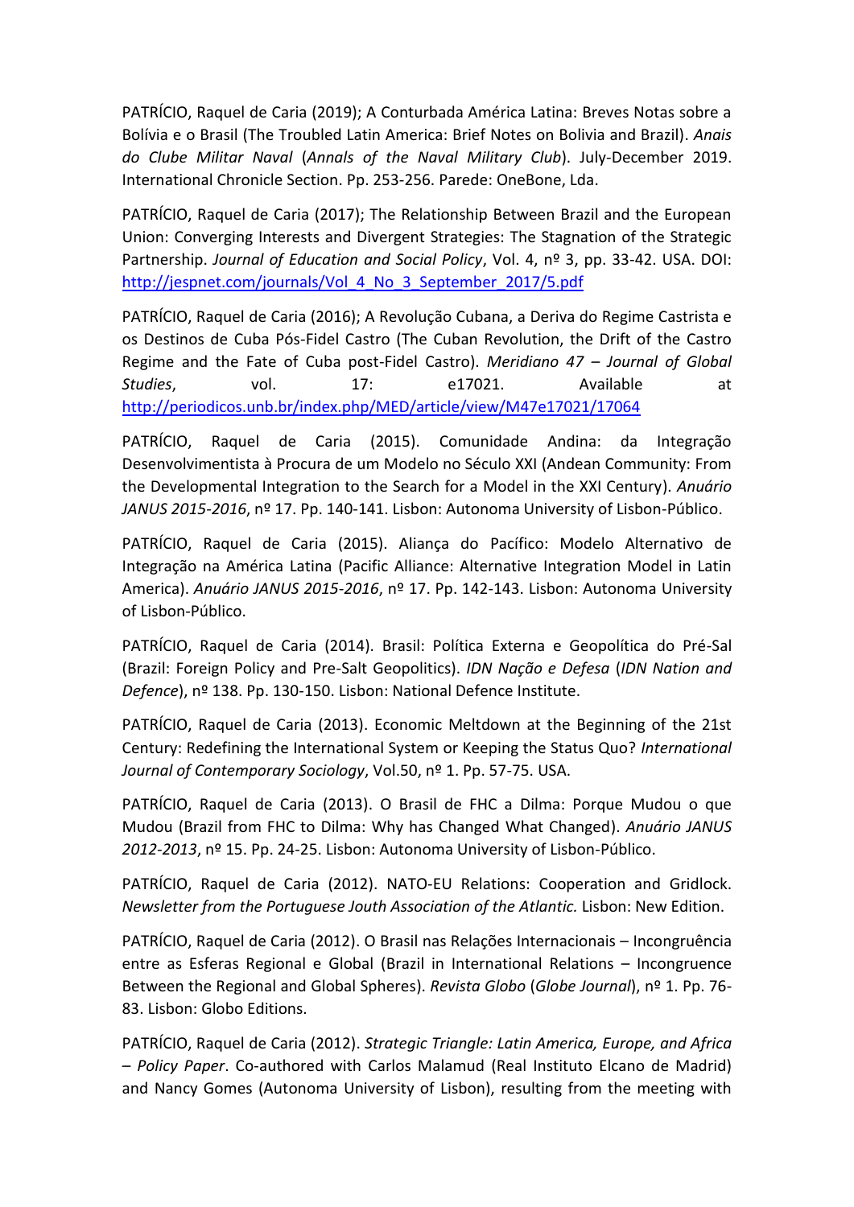PATRÍCIO, Raquel de Caria (2019); A Conturbada América Latina: Breves Notas sobre a Bolívia e o Brasil (The Troubled Latin America: Brief Notes on Bolivia and Brazil). *Anais do Clube Militar Naval* (*Annals of the Naval Military Club*). July-December 2019. International Chronicle Section. Pp. 253-256. Parede: OneBone, Lda.

PATRÍCIO, Raquel de Caria (2017); The Relationship Between Brazil and the European Union: Converging Interests and Divergent Strategies: The Stagnation of the Strategic Partnership. *Journal of Education and Social Policy*, Vol. 4, nº 3, pp. 33-42. USA. DOI: [http://jespnet.com/journals/Vol_4_No_3_September_2017/5.pdf](http://jespnet.com/journals/Vol_4_No_3_September_2017/5.pdf)

PATRÍCIO, Raquel de Caria (2016); A Revolução Cubana, a Deriva do Regime Castrista e os Destinos de Cuba Pós-Fidel Castro (The Cuban Revolution, the Drift of the Castro Regime and the Fate of Cuba post-Fidel Castro). *Meridiano 47 – Journal of Global Studies*, vol. 17: e17021. Available at [http://periodicos.unb.br/index.php/MED/article/view/M47e17021/17064](http://periodicos.unb.br/index.php/MED/article/view/M47e17021/17064)

PATRÍCIO, Raquel de Caria (2015). Comunidade Andina: da Integração Desenvolvimentista à Procura de um Modelo no Século XXI (Andean Community: From the Developmental Integration to the Search for a Model in the XXI Century). *Anuário JANUS 2015-2016*, nº 17. Pp. 140-141. Lisbon: Autonoma University of Lisbon-Público.

PATRÍCIO, Raquel de Caria (2015). Aliança do Pacífico: Modelo Alternativo de Integração na América Latina (Pacific Alliance: Alternative Integration Model in Latin America). *Anuário JANUS 2015-2016*, nº 17. Pp. 142-143. Lisbon: Autonoma University of Lisbon-Público.

PATRÍCIO, Raquel de Caria (2014). Brasil: Política Externa e Geopolítica do Pré-Sal (Brazil: Foreign Policy and Pre-Salt Geopolitics). *IDN Nação e Defesa* (*IDN Nation and Defence*), nº 138. Pp. 130-150. Lisbon: National Defence Institute.

PATRÍCIO, Raquel de Caria (2013). Economic Meltdown at the Beginning of the 21st Century: Redefining the International System or Keeping the Status Quo? *International Journal of Contemporary Sociology*, Vol.50, nº 1. Pp. 57-75. USA.

PATRÍCIO, Raquel de Caria (2013). O Brasil de FHC a Dilma: Porque Mudou o que Mudou (Brazil from FHC to Dilma: Why has Changed What Changed). *Anuário JANUS 2012-2013*, nº 15. Pp. 24-25. Lisbon: Autonoma University of Lisbon-Público.

PATRÍCIO, Raquel de Caria (2012). NATO-EU Relations: Cooperation and Gridlock. *Newsletter from the Portuguese Jouth Association of the Atlantic.* Lisbon: New Edition.

PATRÍCIO, Raquel de Caria (2012). O Brasil nas Relações Internacionais – Incongruência entre as Esferas Regional e Global (Brazil in International Relations – Incongruence Between the Regional and Global Spheres). *Revista Globo* (*Globe Journal*), nº 1. Pp. 76-83. Lisbon: Globo Editions.

PATRÍCIO, Raquel de Caria (2012). *Strategic Triangle: Latin America, Europe, and Africa – Policy Paper*. Co-authored with Carlos Malamud (Real Instituto Elcano de Madrid) and Nancy Gomes (Autonoma University of Lisbon), resulting from the meeting with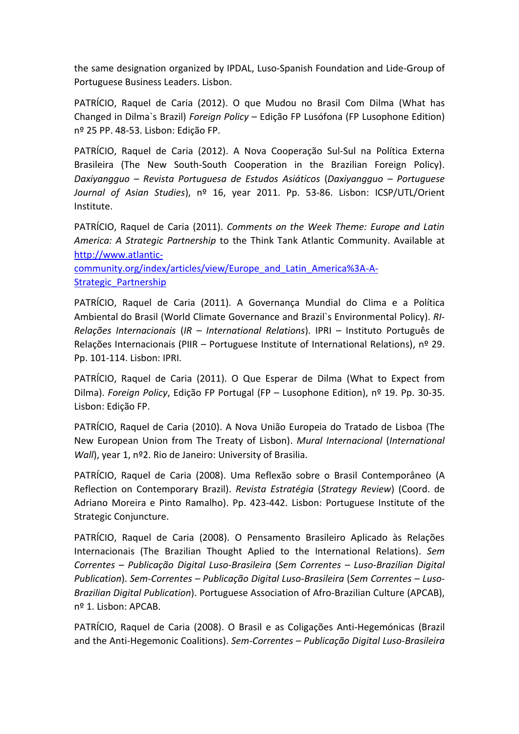the same designation organized by IPDAL, Luso-Spanish Foundation and Lide-Group of Portuguese Business Leaders. Lisbon.

PATRÍCIO, Raquel de Caria (2012). O que Mudou no Brasil Com Dilma (What has Changed in Dilma`s Brazil) *Foreign Policy* – Edição FP Lusófona (FP Lusophone Edition) nº 25 PP. 48-53. Lisbon: Edição FP.

PATRÍCIO, Raquel de Caria (2012). A Nova Cooperação Sul-Sul na Política Externa Brasileira (The New South-South Cooperation in the Brazilian Foreign Policy). *Daxiyangguo – Revista Portuguesa de Estudos Asiáticos* (*Daxiyangguo – Portuguese Journal of Asian Studies*), nº 16, year 2011. Pp. 53-86. Lisbon: ICSP/UTL/Orient Institute.

PATRÍCIO, Raquel de Caria (2011). *Comments on the Week Theme: Europe and Latin America: A Strategic Partnership* to the Think Tank Atlantic Community. Available at [http://www.atlantic-community.org/index/articles/view/Europe_and_Latin_America%3A-A-Strategic_Partnership](http://www.atlantic-community.org/index/articles/view/Europe_and_Latin_America%3A-A-Strategic_Partnership)

PATRÍCIO, Raquel de Caria (2011). A Governança Mundial do Clima e a Política Ambiental do Brasil (World Climate Governance and Brazil`s Environmental Policy). *RI-Relações Internacionais* (*IR – International Relations*). IPRI – Instituto Português de Relações Internacionais (PIIR – Portuguese Institute of International Relations), nº 29. Pp. 101-114. Lisbon: IPRI.

PATRÍCIO, Raquel de Caria (2011). O Que Esperar de Dilma (What to Expect from Dilma). *Foreign Policy*, Edição FP Portugal (FP – Lusophone Edition), nº 19. Pp. 30-35. Lisbon: Edição FP.

PATRÍCIO, Raquel de Caria (2010). A Nova União Europeia do Tratado de Lisboa (The New European Union from The Treaty of Lisbon). *Mural Internacional* (*International Wall*), year 1, nº2. Rio de Janeiro: University of Brasilia.

PATRÍCIO, Raquel de Caria (2008). Uma Reflexão sobre o Brasil Contemporâneo (A Reflection on Contemporary Brazil). *Revista Estratégia* (*Strategy Review*) (Coord. de Adriano Moreira e Pinto Ramalho). Pp. 423-442. Lisbon: Portuguese Institute of the Strategic Conjuncture.

PATRÍCIO, Raquel de Caria (2008). O Pensamento Brasileiro Aplicado às Relações Internacionais (The Brazilian Thought Aplied to the International Relations). *Sem Correntes – Publicação Digital Luso-Brasileira* (*Sem Correntes – Luso-Brazilian Digital Publication*). *Sem-Correntes – Publicação Digital Luso-Brasileira* (*Sem Correntes – Luso-Brazilian Digital Publication*). Portuguese Association of Afro-Brazilian Culture (APCAB), nº 1. Lisbon: APCAB.

PATRÍCIO, Raquel de Caria (2008). O Brasil e as Coligações Anti-Hegemónicas (Brazil and the Anti-Hegemonic Coalitions). *Sem-Correntes – Publicação Digital Luso-Brasileira*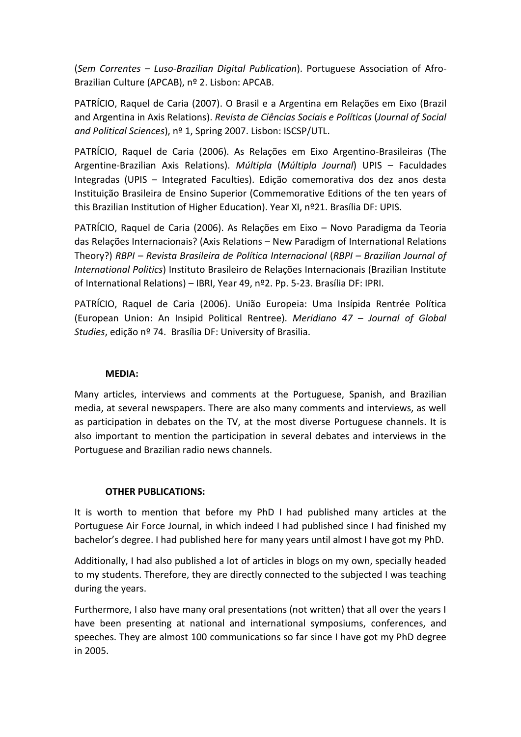(*Sem Correntes – Luso-Brazilian Digital Publication*). Portuguese Association of Afro-Brazilian Culture (APCAB), nº 2. Lisbon: APCAB.

PATRÍCIO, Raquel de Caria (2007). O Brasil e a Argentina em Relações em Eixo (Brazil and Argentina in Axis Relations). *Revista de Ciências Sociais e Políticas* (*Journal of Social and Political Sciences*), nº 1, Spring 2007. Lisbon: ISCSP/UTL.

PATRÍCIO, Raquel de Caria (2006). As Relações em Eixo Argentino-Brasileiras (The Argentine-Brazilian Axis Relations). *Múltipla* (*Múltipla Journal*) UPIS – Faculdades Integradas (UPIS – Integrated Faculties). Edição comemorativa dos dez anos desta Instituição Brasileira de Ensino Superior (Commemorative Editions of the ten years of this Brazilian Institution of Higher Education). Year XI, nº21. Brasília DF: UPIS.

PATRÍCIO, Raquel de Caria (2006). As Relações em Eixo – Novo Paradigma da Teoria das Relações Internacionais? (Axis Relations – New Paradigm of International Relations Theory?) *RBPI – Revista Brasileira de Política Internacional* (*RBPI – Brazilian Journal of International Politics*) Instituto Brasileiro de Relações Internacionais (Brazilian Institute of International Relations) – IBRI, Year 49, nº2. Pp. 5-23. Brasília DF: IPRI.

PATRÍCIO, Raquel de Caria (2006). União Europeia: Uma Insípida Rentrée Política (European Union: An Insipid Political Rentree). *Meridiano 47 – Journal of Global Studies*, edição nº 74. Brasília DF: University of Brasilia.

**MEDIA:**

Many articles, interviews and comments at the Portuguese, Spanish, and Brazilian media, at several newspapers. There are also many comments and interviews, as well as participation in debates on the TV, at the most diverse Portuguese channels. It is also important to mention the participation in several debates and interviews in the Portuguese and Brazilian radio news channels.

**OTHER PUBLICATIONS:**

It is worth to mention that before my PhD I had published many articles at the Portuguese Air Force Journal, in which indeed I had published since I had finished my bachelor's degree. I had published here for many years until almost I have got my PhD.

Additionally, I had also published a lot of articles in blogs on my own, specially headed to my students. Therefore, they are directly connected to the subjected I was teaching during the years.

Furthermore, I also have many oral presentations (not written) that all over the years I have been presenting at national and international symposiums, conferences, and speeches. They are almost 100 communications so far since I have got my PhD degree in 2005.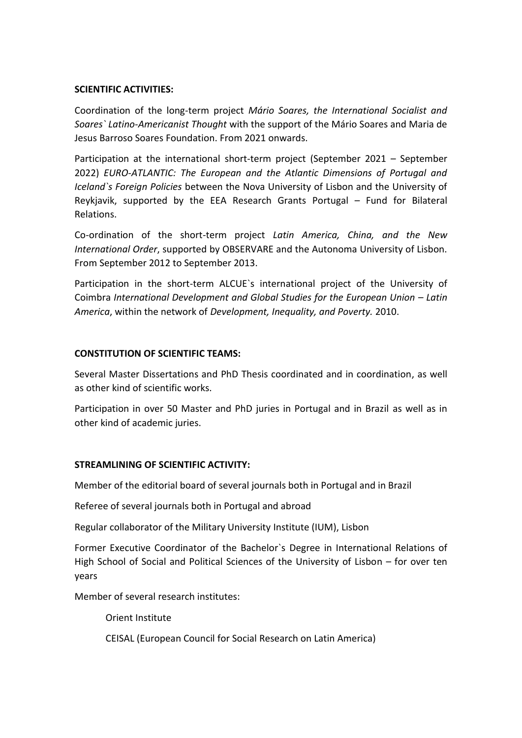**SCIENTIFIC ACTIVITIES:**

Coordination of the long-term project *Mário Soares, the International Socialist and Soares` Latino-Americanist Thought* with the support of the Mário Soares and Maria de Jesus Barroso Soares Foundation. From 2021 onwards.

Participation at the international short-term project (September 2021 – September 2022) *EURO-ATLANTIC: The European and the Atlantic Dimensions of Portugal and Iceland`s Foreign Policies* between the Nova University of Lisbon and the University of Reykjavik, supported by the EEA Research Grants Portugal – Fund for Bilateral Relations.

Co-ordination of the short-term project *Latin America, China, and the New International Order*, supported by OBSERVARE and the Autonoma University of Lisbon. From September 2012 to September 2013.

Participation in the short-term ALCUE`s international project of the University of Coimbra *International Development and Global Studies for the European Union – Latin America*, within the network of *Development, Inequality, and Poverty.* 2010.

**CONSTITUTION OF SCIENTIFIC TEAMS:**

Several Master Dissertations and PhD Thesis coordinated and in coordination, as well as other kind of scientific works.

Participation in over 50 Master and PhD juries in Portugal and in Brazil as well as in other kind of academic juries.

**STREAMLINING OF SCIENTIFIC ACTIVITY:**

Member of the editorial board of several journals both in Portugal and in Brazil

Referee of several journals both in Portugal and abroad

Regular collaborator of the Military University Institute (IUM), Lisbon

Former Executive Coordinator of the Bachelor`s Degree in International Relations of High School of Social and Political Sciences of the University of Lisbon – for over ten years

Member of several research institutes:

Orient Institute

CEISAL (European Council for Social Research on Latin America)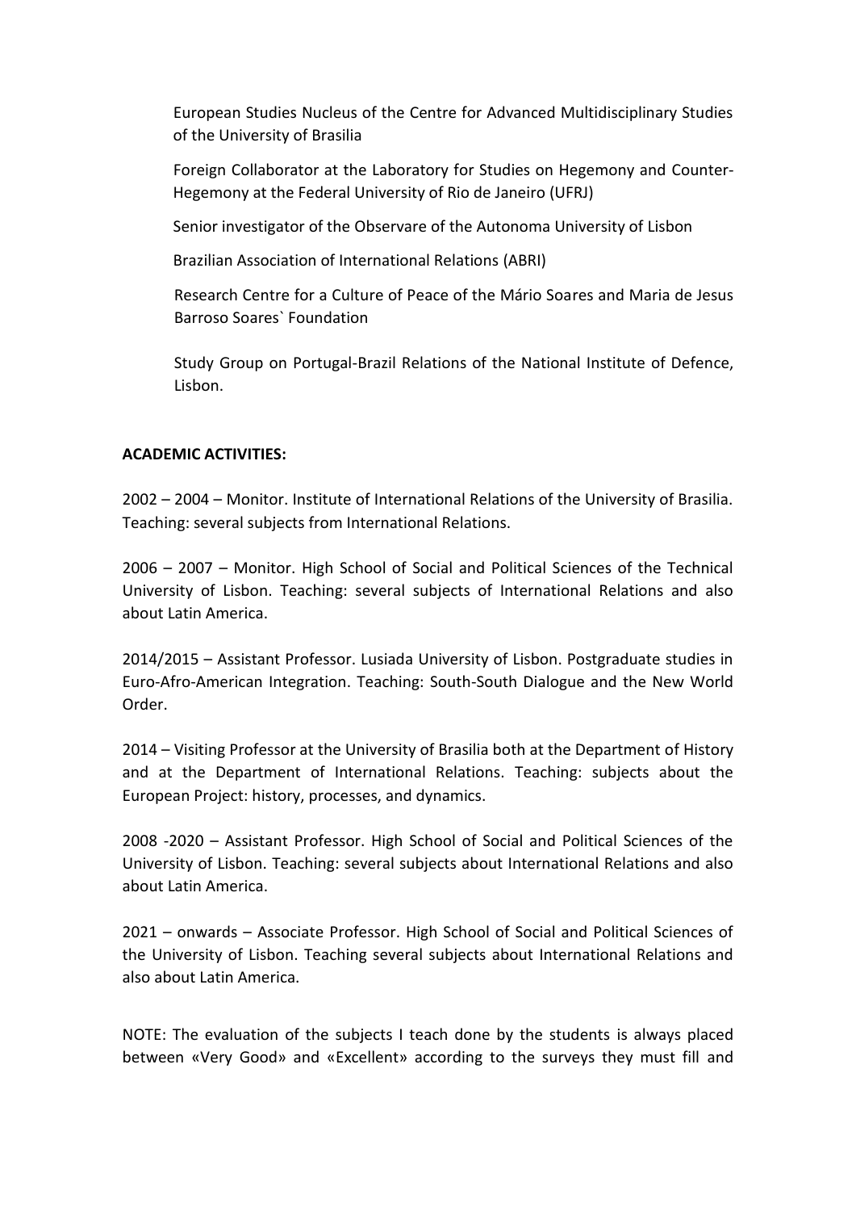European Studies Nucleus of the Centre for Advanced Multidisciplinary Studies of the University of Brasilia

Foreign Collaborator at the Laboratory for Studies on Hegemony and Counter-Hegemony at the Federal University of Rio de Janeiro (UFRJ)

Senior investigator of the Observare of the Autonoma University of Lisbon

Brazilian Association of International Relations (ABRI)

Research Centre for a Culture of Peace of the Mário Soares and Maria de Jesus Barroso Soares` Foundation

Study Group on Portugal-Brazil Relations of the National Institute of Defence, Lisbon.

**ACADEMIC ACTIVITIES:**

2002 – 2004 – Monitor. Institute of International Relations of the University of Brasilia. Teaching: several subjects from International Relations.

2006 – 2007 – Monitor. High School of Social and Political Sciences of the Technical University of Lisbon. Teaching: several subjects of International Relations and also about Latin America.

2014/2015 – Assistant Professor. Lusiada University of Lisbon. Postgraduate studies in Euro-Afro-American Integration. Teaching: South-South Dialogue and the New World Order.

2014 – Visiting Professor at the University of Brasilia both at the Department of History and at the Department of International Relations. Teaching: subjects about the European Project: history, processes, and dynamics.

2008 -2020 – Assistant Professor. High School of Social and Political Sciences of the University of Lisbon. Teaching: several subjects about International Relations and also about Latin America.

2021 – onwards – Associate Professor. High School of Social and Political Sciences of the University of Lisbon. Teaching several subjects about International Relations and also about Latin America.

NOTE: The evaluation of the subjects I teach done by the students is always placed between «Very Good» and «Excellent» according to the surveys they must fill and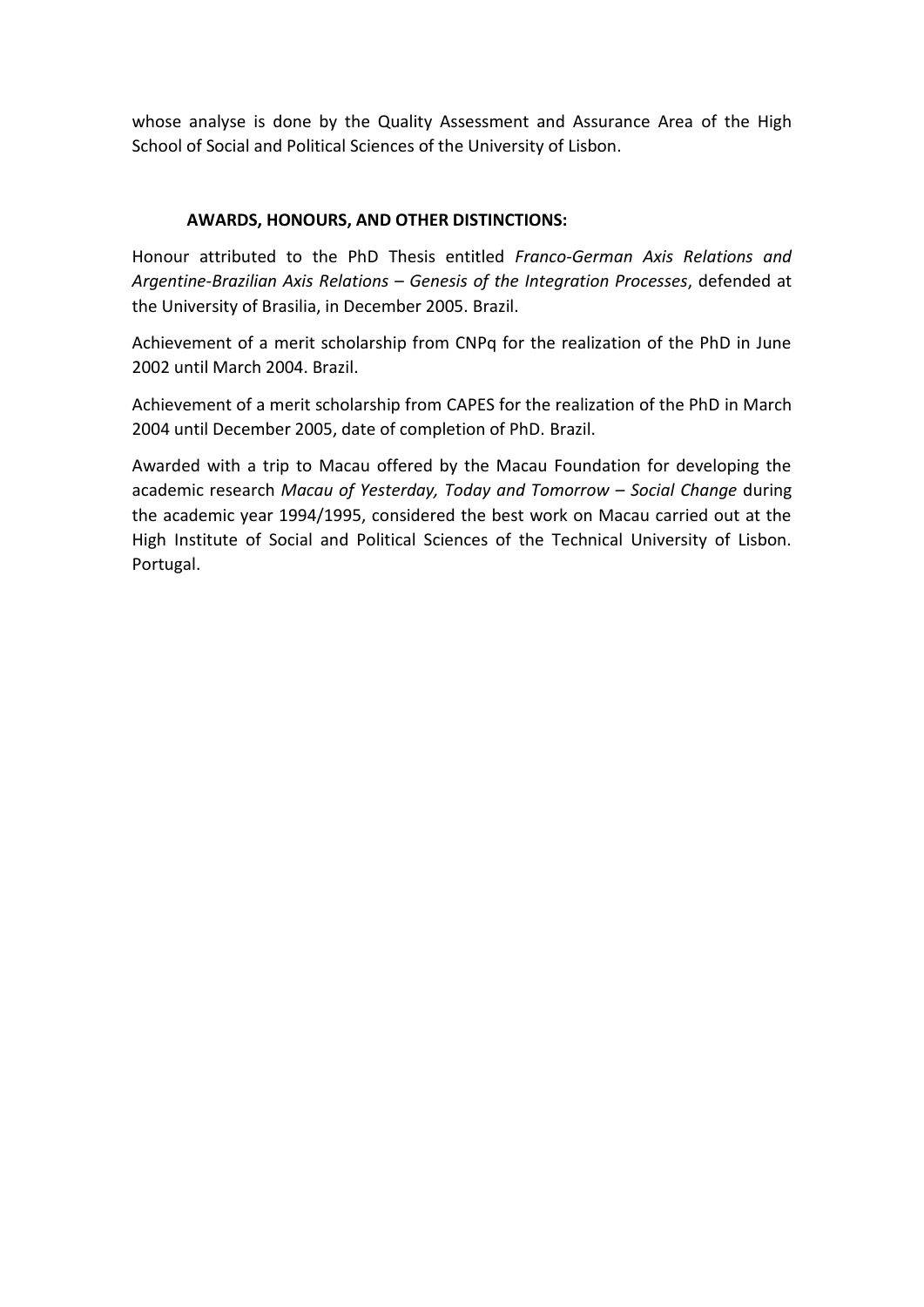whose analyse is done by the Quality Assessment and Assurance Area of the High School of Social and Political Sciences of the University of Lisbon.

**AWARDS, HONOURS, AND OTHER DISTINCTIONS:**

Honour attributed to the PhD Thesis entitled *Franco-German Axis Relations and Argentine-Brazilian Axis Relations – Genesis of the Integration Processes*, defended at the University of Brasilia, in December 2005. Brazil.

Achievement of a merit scholarship from CNPq for the realization of the PhD in June 2002 until March 2004. Brazil.

Achievement of a merit scholarship from CAPES for the realization of the PhD in March 2004 until December 2005, date of completion of PhD. Brazil.

Awarded with a trip to Macau offered by the Macau Foundation for developing the academic research *Macau of Yesterday, Today and Tomorrow – Social Change* during the academic year 1994/1995, considered the best work on Macau carried out at the High Institute of Social and Political Sciences of the Technical University of Lisbon. Portugal.